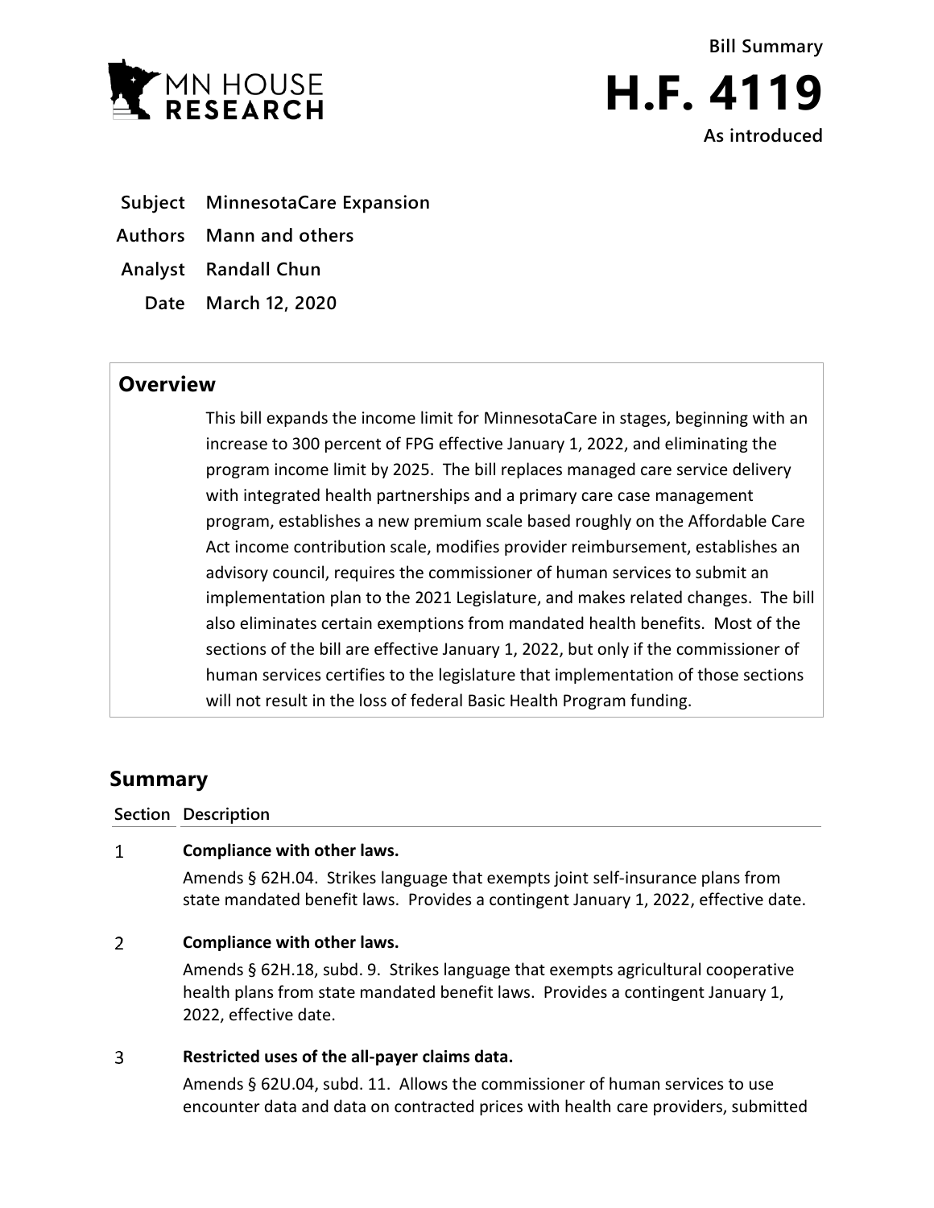Bill Summary

# H.F. 4119

As introduced

**Subject** MinnesotaCare Expansion

**Authors** Mann and others

**Analyst** Randall Chun

**Date** March 12, 2020

## Overview

This bill expands the income limit for MinnesotaCare in stages, beginning with an increase to 300 percent of FPG effective January 1, 2022, and eliminating the program income limit by 2025. The bill replaces managed care service delivery with integrated health partnerships and a primary care case management program, establishes a new premium scale based roughly on the Affordable Care Act income contribution scale, modifies provider reimbursement, establishes an advisory council, requires the commissioner of human services to submit an implementation plan to the 2021 Legislature, and makes related changes. The bill also eliminates certain exemptions from mandated health benefits. Most of the sections of the bill are effective January 1, 2022, but only if the commissioner of human services certifies to the legislature that implementation of those sections will not result in the loss of federal Basic Health Program funding.

## Summary

| Section | Description |
|---|---|
| 1 | **Compliance with other laws.**<br>Amends § 62H.04. Strikes language that exempts joint self-insurance plans from state mandated benefit laws. Provides a contingent January 1, 2022, effective date. |
| 2 | **Compliance with other laws.**<br>Amends § 62H.18, subd. 9. Strikes language that exempts agricultural cooperative health plans from state mandated benefit laws. Provides a contingent January 1, 2022, effective date. |
| 3 | **Restricted uses of the all-payer claims data.**<br>Amends § 62U.04, subd. 11. Allows the commissioner of human services to use encounter data and data on contracted prices with health care providers, submitted |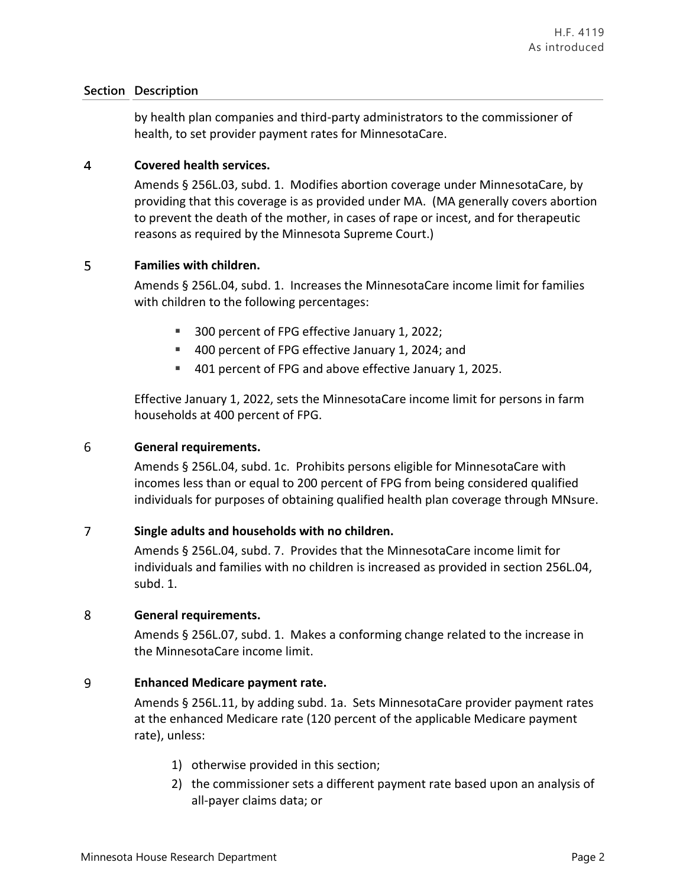| Section | Description |
|---|---|
| | by health plan companies and third-party administrators to the commissioner of health, to set provider payment rates for MinnesotaCare. |
| 4 | **Covered health services.**<br>Amends § 256L.03, subd. 1. Modifies abortion coverage under MinnesotaCare, by providing that this coverage is as provided under MA. (MA generally covers abortion to prevent the death of the mother, in cases of rape or incest, and for therapeutic reasons as required by the Minnesota Supreme Court.) |
| 5 | **Families with children.**<br>Amends § 256L.04, subd. 1. Increases the MinnesotaCare income limit for families with children to the following percentages:<br>▪ 300 percent of FPG effective January 1, 2022;<br>▪ 400 percent of FPG effective January 1, 2024; and<br>▪ 401 percent of FPG and above effective January 1, 2025.<br><br>Effective January 1, 2022, sets the MinnesotaCare income limit for persons in farm households at 400 percent of FPG. |
| 6 | **General requirements.**<br>Amends § 256L.04, subd. 1c. Prohibits persons eligible for MinnesotaCare with incomes less than or equal to 200 percent of FPG from being considered qualified individuals for purposes of obtaining qualified health plan coverage through MNsure. |
| 7 | **Single adults and households with no children.**<br>Amends § 256L.04, subd. 7. Provides that the MinnesotaCare income limit for individuals and families with no children is increased as provided in section 256L.04, subd. 1. |
| 8 | **General requirements.**<br>Amends § 256L.07, subd. 1. Makes a conforming change related to the increase in the MinnesotaCare income limit. |
| 9 | **Enhanced Medicare payment rate.**<br>Amends § 256L.11, by adding subd. 1a. Sets MinnesotaCare provider payment rates at the enhanced Medicare rate (120 percent of the applicable Medicare payment rate), unless:<br>1) otherwise provided in this section;<br>2) the commissioner sets a different payment rate based upon an analysis of all-payer claims data; or |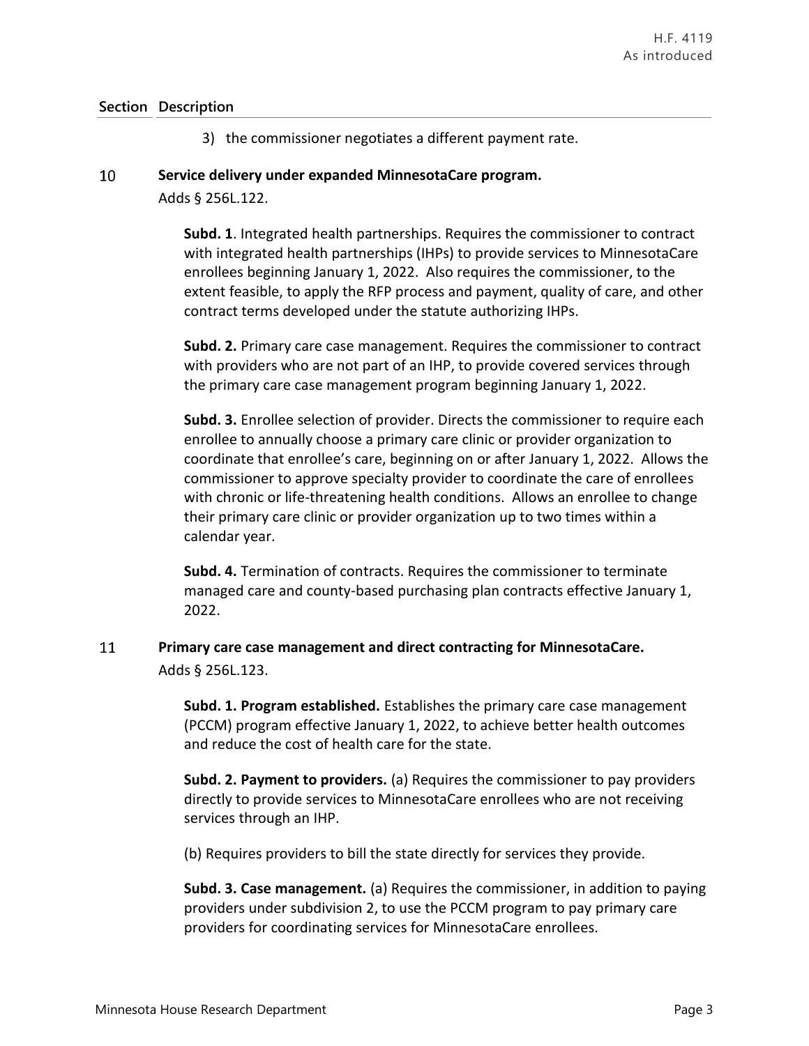| Section | Description |
|---|---|
| | 3) the commissioner negotiates a different payment rate. |
| 10 | **Service delivery under expanded MinnesotaCare program.**<br>Adds § 256L.122.<br><br>**Subd. 1**. Integrated health partnerships. Requires the commissioner to contract with integrated health partnerships (IHPs) to provide services to MinnesotaCare enrollees beginning January 1, 2022. Also requires the commissioner, to the extent feasible, to apply the RFP process and payment, quality of care, and other contract terms developed under the statute authorizing IHPs.<br><br>**Subd. 2.** Primary care case management. Requires the commissioner to contract with providers who are not part of an IHP, to provide covered services through the primary care case management program beginning January 1, 2022.<br><br>**Subd. 3.** Enrollee selection of provider. Directs the commissioner to require each enrollee to annually choose a primary care clinic or provider organization to coordinate that enrollee's care, beginning on or after January 1, 2022. Allows the commissioner to approve specialty provider to coordinate the care of enrollees with chronic or life-threatening health conditions. Allows an enrollee to change their primary care clinic or provider organization up to two times within a calendar year.<br><br>**Subd. 4.** Termination of contracts. Requires the commissioner to terminate managed care and county-based purchasing plan contracts effective January 1, 2022. |
| 11 | **Primary care case management and direct contracting for MinnesotaCare.**<br>Adds § 256L.123.<br><br>**Subd. 1. Program established.** Establishes the primary care case management (PCCM) program effective January 1, 2022, to achieve better health outcomes and reduce the cost of health care for the state.<br><br>**Subd. 2. Payment to providers.** (a) Requires the commissioner to pay providers directly to provide services to MinnesotaCare enrollees who are not receiving services through an IHP.<br><br>(b) Requires providers to bill the state directly for services they provide.<br><br>**Subd. 3. Case management.** (a) Requires the commissioner, in addition to paying providers under subdivision 2, to use the PCCM program to pay primary care providers for coordinating services for MinnesotaCare enrollees. |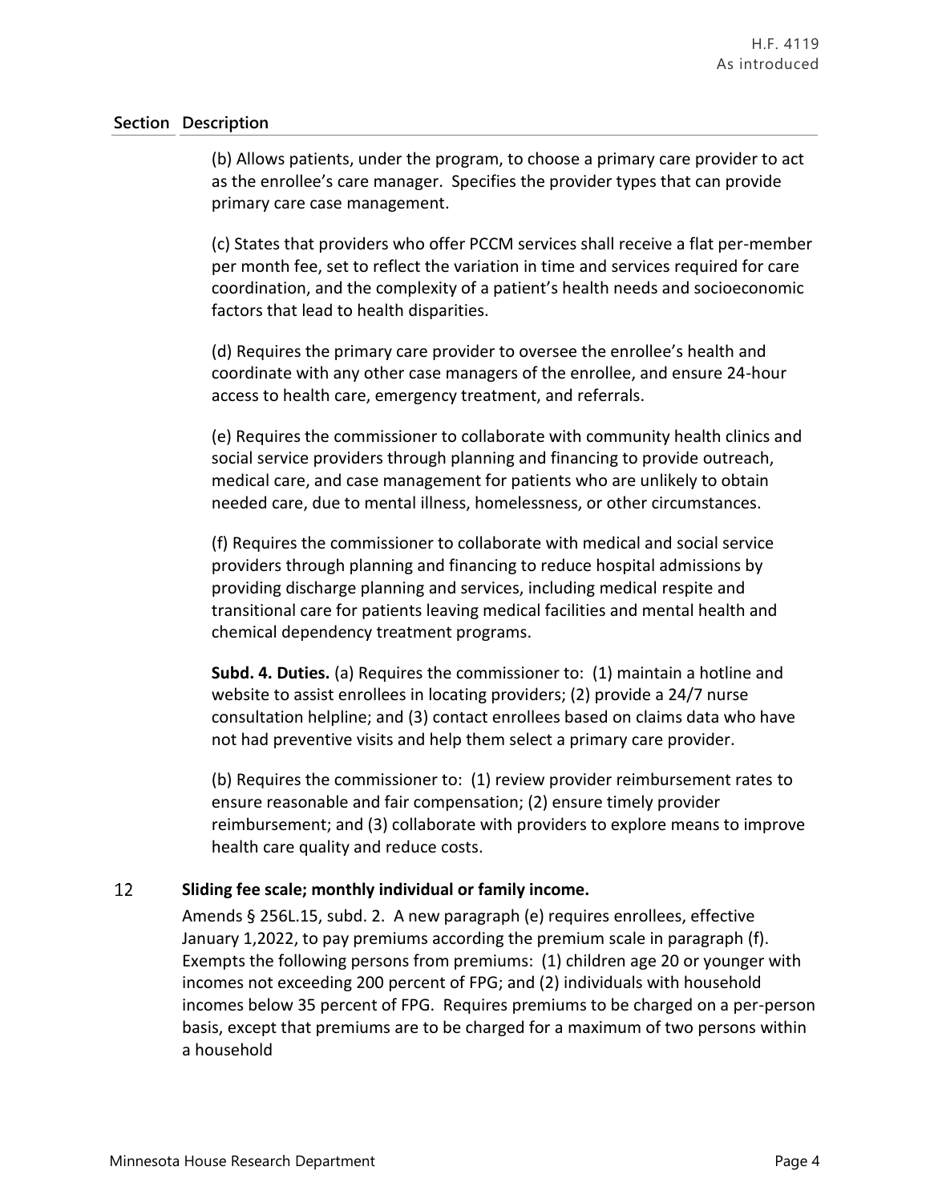| Section | Description |
|---|---|
| | (b) Allows patients, under the program, to choose a primary care provider to act as the enrollee's care manager. Specifies the provider types that can provide primary care case management. |
| | (c) States that providers who offer PCCM services shall receive a flat per-member per month fee, set to reflect the variation in time and services required for care coordination, and the complexity of a patient's health needs and socioeconomic factors that lead to health disparities. |
| | (d) Requires the primary care provider to oversee the enrollee's health and coordinate with any other case managers of the enrollee, and ensure 24-hour access to health care, emergency treatment, and referrals. |
| | (e) Requires the commissioner to collaborate with community health clinics and social service providers through planning and financing to provide outreach, medical care, and case management for patients who are unlikely to obtain needed care, due to mental illness, homelessness, or other circumstances. |
| | (f) Requires the commissioner to collaborate with medical and social service providers through planning and financing to reduce hospital admissions by providing discharge planning and services, including medical respite and transitional care for patients leaving medical facilities and mental health and chemical dependency treatment programs. |
| | **Subd. 4. Duties.** (a) Requires the commissioner to: (1) maintain a hotline and website to assist enrollees in locating providers; (2) provide a 24/7 nurse consultation helpline; and (3) contact enrollees based on claims data who have not had preventive visits and help them select a primary care provider. |
| | (b) Requires the commissioner to: (1) review provider reimbursement rates to ensure reasonable and fair compensation; (2) ensure timely provider reimbursement; and (3) collaborate with providers to explore means to improve health care quality and reduce costs. |
| 12 | **Sliding fee scale; monthly individual or family income.** <br> Amends § 256L.15, subd. 2. A new paragraph (e) requires enrollees, effective January 1,2022, to pay premiums according the premium scale in paragraph (f). Exempts the following persons from premiums: (1) children age 20 or younger with incomes not exceeding 200 percent of FPG; and (2) individuals with household incomes below 35 percent of FPG. Requires premiums to be charged on a per-person basis, except that premiums are to be charged for a maximum of two persons within a household |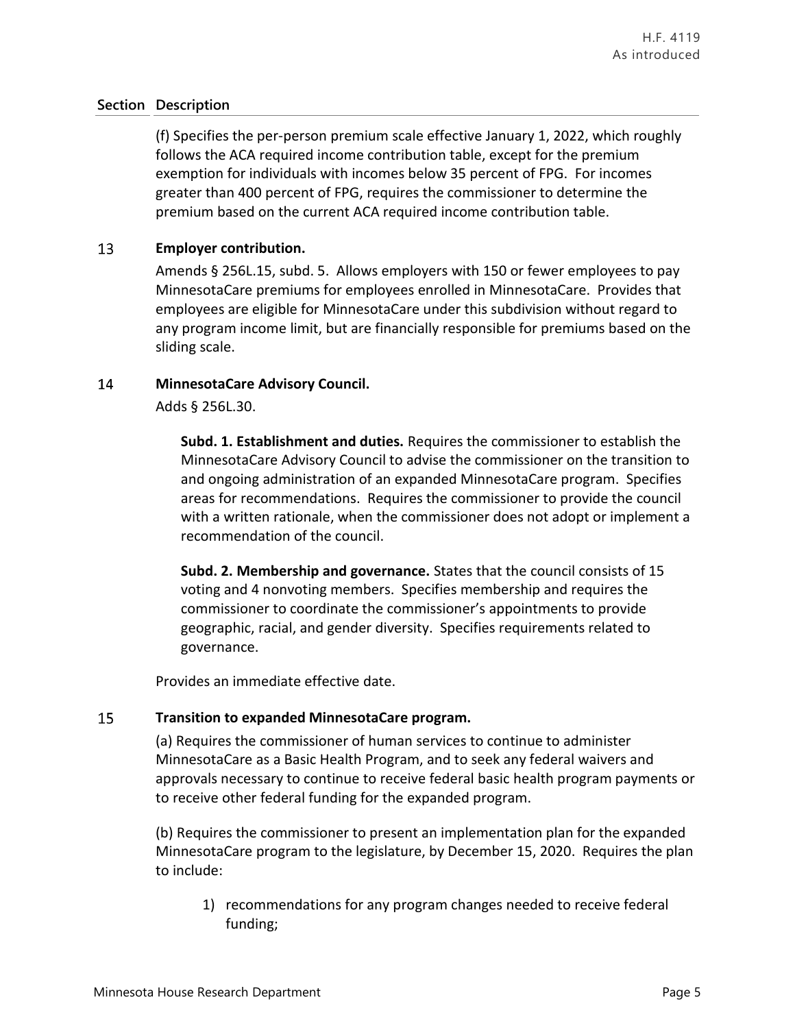| Section | Description |
|---|---|

(f) Specifies the per-person premium scale effective January 1, 2022, which roughly follows the ACA required income contribution table, except for the premium exemption for individuals with incomes below 35 percent of FPG. For incomes greater than 400 percent of FPG, requires the commissioner to determine the premium based on the current ACA required income contribution table.

### 13 Employer contribution.

Amends § 256L.15, subd. 5. Allows employers with 150 or fewer employees to pay MinnesotaCare premiums for employees enrolled in MinnesotaCare. Provides that employees are eligible for MinnesotaCare under this subdivision without regard to any program income limit, but are financially responsible for premiums based on the sliding scale.

### 14 MinnesotaCare Advisory Council.

Adds § 256L.30.

**Subd. 1. Establishment and duties.** Requires the commissioner to establish the MinnesotaCare Advisory Council to advise the commissioner on the transition to and ongoing administration of an expanded MinnesotaCare program. Specifies areas for recommendations. Requires the commissioner to provide the council with a written rationale, when the commissioner does not adopt or implement a recommendation of the council.

**Subd. 2. Membership and governance.** States that the council consists of 15 voting and 4 nonvoting members. Specifies membership and requires the commissioner to coordinate the commissioner's appointments to provide geographic, racial, and gender diversity. Specifies requirements related to governance.

Provides an immediate effective date.

### 15 Transition to expanded MinnesotaCare program.

(a) Requires the commissioner of human services to continue to administer MinnesotaCare as a Basic Health Program, and to seek any federal waivers and approvals necessary to continue to receive federal basic health program payments or to receive other federal funding for the expanded program.

(b) Requires the commissioner to present an implementation plan for the expanded MinnesotaCare program to the legislature, by December 15, 2020. Requires the plan to include:

1) recommendations for any program changes needed to receive federal funding;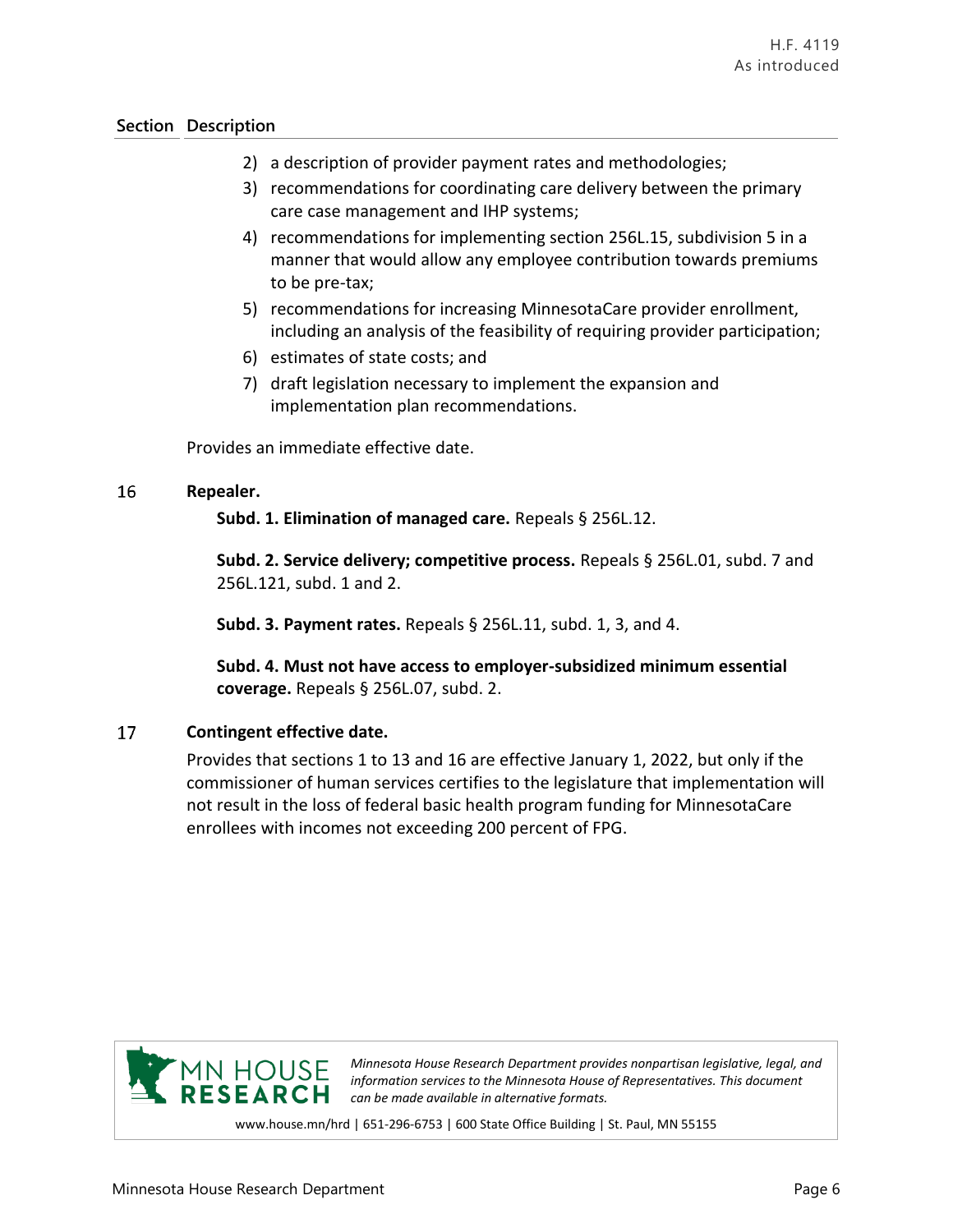| Section | Description |
|---|---|
| | 2) a description of provider payment rates and methodologies;<br>3) recommendations for coordinating care delivery between the primary care case management and IHP systems;<br>4) recommendations for implementing section 256L.15, subdivision 5 in a manner that would allow any employee contribution towards premiums to be pre-tax;<br>5) recommendations for increasing MinnesotaCare provider enrollment, including an analysis of the feasibility of requiring provider participation;<br>6) estimates of state costs; and<br>7) draft legislation necessary to implement the expansion and implementation plan recommendations.<br><br>Provides an immediate effective date. |
| 16 | **Repealer.**<br><br>**Subd. 1. Elimination of managed care.** Repeals § 256L.12.<br><br>**Subd. 2. Service delivery; competitive process.** Repeals § 256L.01, subd. 7 and 256L.121, subd. 1 and 2.<br><br>**Subd. 3. Payment rates.** Repeals § 256L.11, subd. 1, 3, and 4.<br><br>**Subd. 4. Must not have access to employer-subsidized minimum essential coverage.** Repeals § 256L.07, subd. 2. |
| 17 | **Contingent effective date.**<br><br>Provides that sections 1 to 13 and 16 are effective January 1, 2022, but only if the commissioner of human services certifies to the legislature that implementation will not result in the loss of federal basic health program funding for MinnesotaCare enrollees with incomes not exceeding 200 percent of FPG. |

MN HOUSE RESEARCH

*Minnesota House Research Department provides nonpartisan legislative, legal, and information services to the Minnesota House of Representatives. This document can be made available in alternative formats.*

www.house.mn/hrd | 651-296-6753 | 600 State Office Building | St. Paul, MN 55155